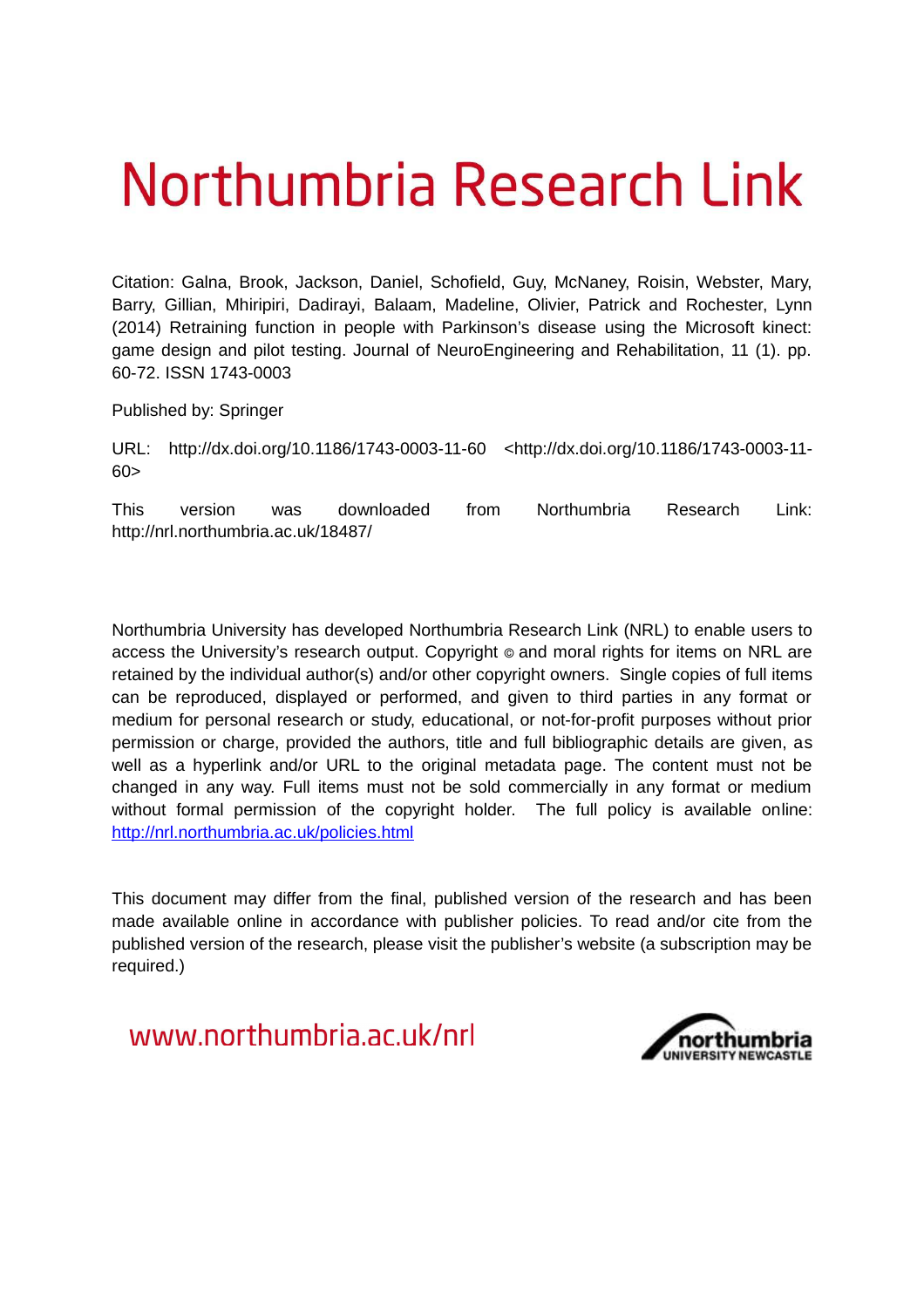# Northumbria Research Link

Citation: Galna, Brook, Jackson, Daniel, Schofield, Guy, McNaney, Roisin, Webster, Mary, Barry, Gillian, Mhiripiri, Dadirayi, Balaam, Madeline, Olivier, Patrick and Rochester, Lynn (2014) Retraining function in people with Parkinson's disease using the Microsoft kinect: game design and pilot testing. Journal of NeuroEngineering and Rehabilitation, 11 (1). pp. 60-72. ISSN 1743-0003

Published by: Springer

URL: http://dx.doi.org/10.1186/1743-0003-11-60 <http://dx.doi.org/10.1186/1743-0003-11-60>

This version was downloaded from Northumbria Research Link: http://nrl.northumbria.ac.uk/18487/

Northumbria University has developed Northumbria Research Link (NRL) to enable users to access the University's research output. Copyright © and moral rights for items on NRL are retained by the individual author(s) and/or other copyright owners. Single copies of full items can be reproduced, displayed or performed, and given to third parties in any format or medium for personal research or study, educational, or not-for-profit purposes without prior permission or charge, provided the authors, title and full bibliographic details are given, as well as a hyperlink and/or URL to the original metadata page. The content must not be changed in any way. Full items must not be sold commercially in any format or medium without formal permission of the copyright holder. The full policy is available online: http://nrl.northumbria.ac.uk/policies.html

This document may differ from the final, published version of the research and has been made available online in accordance with publisher policies. To read and/or cite from the published version of the research, please visit the publisher's website (a subscription may be required.)

www.northumbria.ac.uk/nrl

northumbria UNIVERSITY NEWCASTLE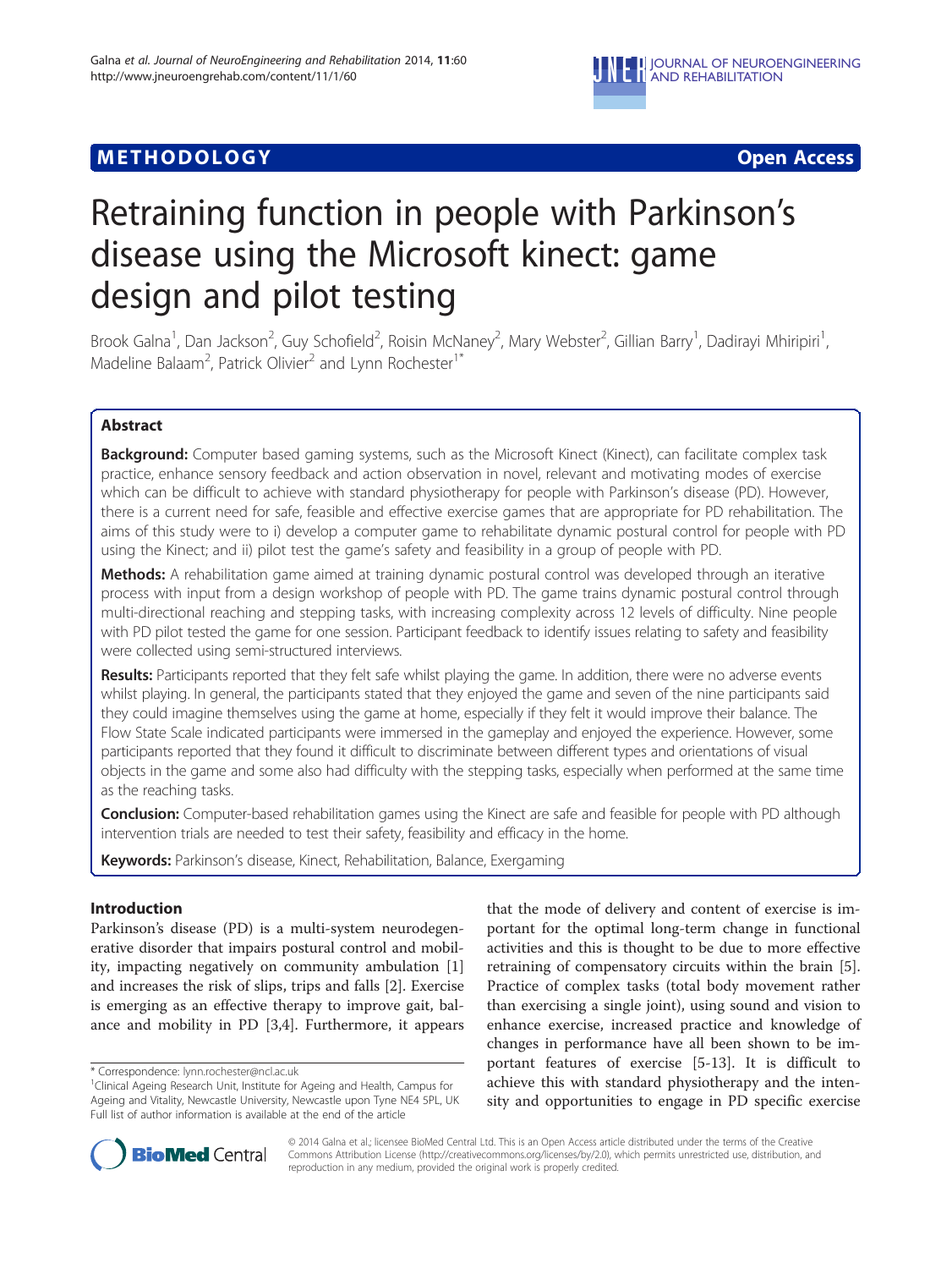# Retraining function in people with Parkinson's disease using the Microsoft kinect: game design and pilot testing

Brook Galna[1], Dan Jackson[2], Guy Schofield[2], Roisin McNaney[2], Mary Webster[2], Gillian Barry[1], Dadirayi Mhiripiri[1], Madeline Balaam[2], Patrick Olivier[2] and Lynn Rochester[1*]

## Abstract

**Background:** Computer based gaming systems, such as the Microsoft Kinect (Kinect), can facilitate complex task practice, enhance sensory feedback and action observation in novel, relevant and motivating modes of exercise which can be difficult to achieve with standard physiotherapy for people with Parkinson's disease (PD). However, there is a current need for safe, feasible and effective exercise games that are appropriate for PD rehabilitation. The aims of this study were to i) develop a computer game to rehabilitate dynamic postural control for people with PD using the Kinect; and ii) pilot test the game's safety and feasibility in a group of people with PD.

**Methods:** A rehabilitation game aimed at training dynamic postural control was developed through an iterative process with input from a design workshop of people with PD. The game trains dynamic postural control through multi-directional reaching and stepping tasks, with increasing complexity across 12 levels of difficulty. Nine people with PD pilot tested the game for one session. Participant feedback to identify issues relating to safety and feasibility were collected using semi-structured interviews.

**Results:** Participants reported that they felt safe whilst playing the game. In addition, there were no adverse events whilst playing. In general, the participants stated that they enjoyed the game and seven of the nine participants said they could imagine themselves using the game at home, especially if they felt it would improve their balance. The Flow State Scale indicated participants were immersed in the gameplay and enjoyed the experience. However, some participants reported that they found it difficult to discriminate between different types and orientations of visual objects in the game and some also had difficulty with the stepping tasks, especially when performed at the same time as the reaching tasks.

**Conclusion:** Computer-based rehabilitation games using the Kinect are safe and feasible for people with PD although intervention trials are needed to test their safety, feasibility and efficacy in the home.

**Keywords:** Parkinson's disease, Kinect, Rehabilitation, Balance, Exergaming

## Introduction

Parkinson's disease (PD) is a multi-system neurodegenerative disorder that impairs postural control and mobility, impacting negatively on community ambulation [1] and increases the risk of slips, trips and falls [2]. Exercise is emerging as an effective therapy to improve gait, balance and mobility in PD [3,4]. Furthermore, it appears that the mode of delivery and content of exercise is important for the optimal long-term change in functional activities and this is thought to be due to more effective retraining of compensatory circuits within the brain [5]. Practice of complex tasks (total body movement rather than exercising a single joint), using sound and vision to enhance exercise, increased practice and knowledge of changes in performance have all been shown to be important features of exercise [5-13]. It is difficult to achieve this with standard physiotherapy and the intensity and opportunities to engage in PD specific exercise

\* Correspondence: lynn.rochester@ncl.ac.uk
[1]Clinical Ageing Research Unit, Institute for Ageing and Health, Campus for Ageing and Vitality, Newcastle University, Newcastle upon Tyne NE4 5PL, UK
Full list of author information is available at the end of the article

© 2014 Galna et al.; licensee BioMed Central Ltd. This is an Open Access article distributed under the terms of the Creative Commons Attribution License (http://creativecommons.org/licenses/by/2.0), which permits unrestricted use, distribution, and reproduction in any medium, provided the original work is properly credited.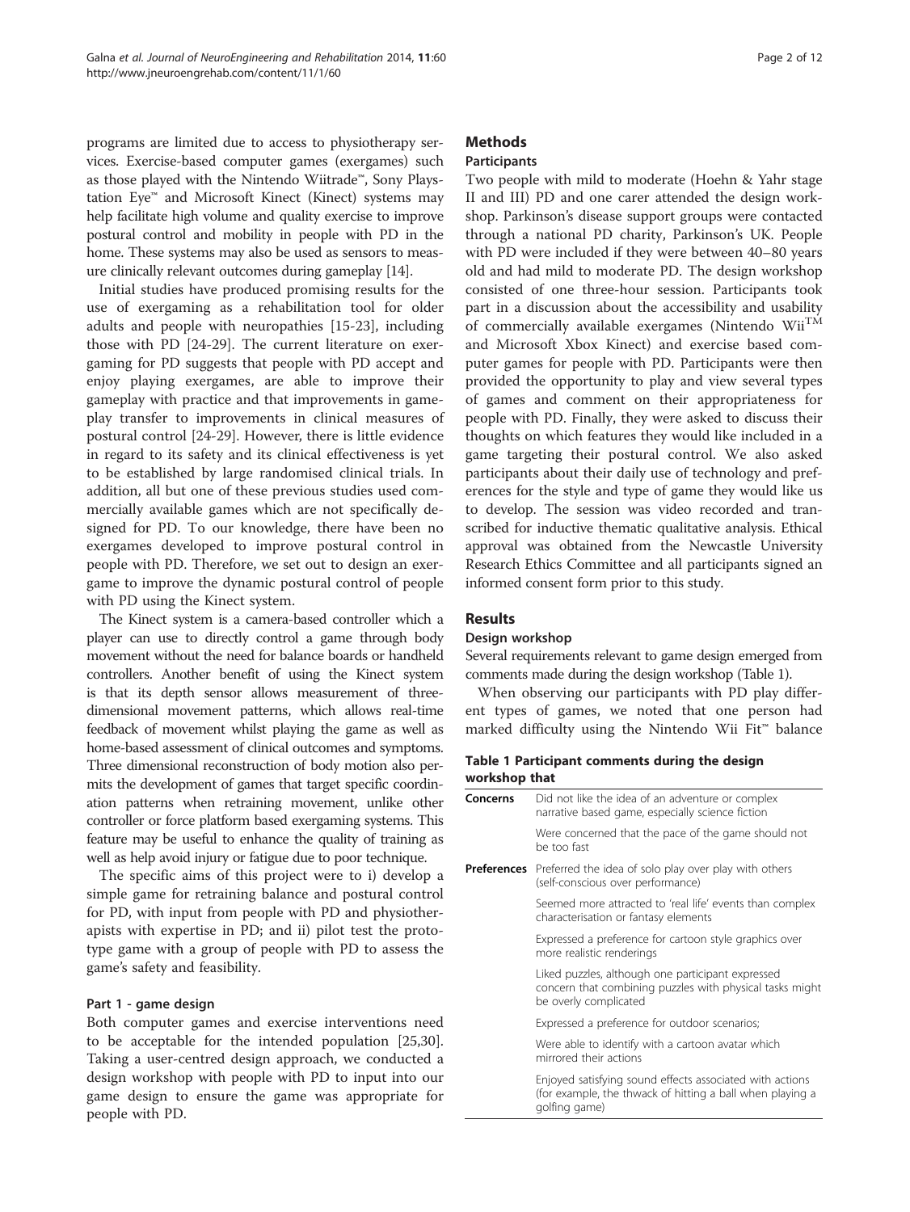programs are limited due to access to physiotherapy services. Exercise-based computer games (exergames) such as those played with the Nintendo Wiitrade™, Sony Playstation Eye™ and Microsoft Kinect (Kinect) systems may help facilitate high volume and quality exercise to improve postural control and mobility in people with PD in the home. These systems may also be used as sensors to measure clinically relevant outcomes during gameplay [14].

Initial studies have produced promising results for the use of exergaming as a rehabilitation tool for older adults and people with neuropathies [15-23], including those with PD [24-29]. The current literature on exergaming for PD suggests that people with PD accept and enjoy playing exergames, are able to improve their gameplay with practice and that improvements in gameplay transfer to improvements in clinical measures of postural control [24-29]. However, there is little evidence in regard to its safety and its clinical effectiveness is yet to be established by large randomised clinical trials. In addition, all but one of these previous studies used commercially available games which are not specifically designed for PD. To our knowledge, there have been no exergames developed to improve postural control in people with PD. Therefore, we set out to design an exergame to improve the dynamic postural control of people with PD using the Kinect system.

The Kinect system is a camera-based controller which a player can use to directly control a game through body movement without the need for balance boards or handheld controllers. Another benefit of using the Kinect system is that its depth sensor allows measurement of three-dimensional movement patterns, which allows real-time feedback of movement whilst playing the game as well as home-based assessment of clinical outcomes and symptoms. Three dimensional reconstruction of body motion also permits the development of games that target specific coordination patterns when retraining movement, unlike other controller or force platform based exergaming systems. This feature may be useful to enhance the quality of training as well as help avoid injury or fatigue due to poor technique.

The specific aims of this project were to i) develop a simple game for retraining balance and postural control for PD, with input from people with PD and physiotherapists with expertise in PD; and ii) pilot test the prototype game with a group of people with PD to assess the game's safety and feasibility.

### Part 1 - game design

Both computer games and exercise interventions need to be acceptable for the intended population [25,30]. Taking a user-centred design approach, we conducted a design workshop with people with PD to input into our game design to ensure the game was appropriate for people with PD.

## Methods

### Participants

Two people with mild to moderate (Hoehn & Yahr stage II and III) PD and one carer attended the design workshop. Parkinson's disease support groups were contacted through a national PD charity, Parkinson's UK. People with PD were included if they were between 40–80 years old and had mild to moderate PD. The design workshop consisted of one three-hour session. Participants took part in a discussion about the accessibility and usability of commercially available exergames (Nintendo Wii™ and Microsoft Xbox Kinect) and exercise based computer games for people with PD. Participants were then provided the opportunity to play and view several types of games and comment on their appropriateness for people with PD. Finally, they were asked to discuss their thoughts on which features they would like included in a game targeting their postural control. We also asked participants about their daily use of technology and preferences for the style and type of game they would like us to develop. The session was video recorded and transcribed for inductive thematic qualitative analysis. Ethical approval was obtained from the Newcastle University Research Ethics Committee and all participants signed an informed consent form prior to this study.

## Results

### Design workshop

Several requirements relevant to game design emerged from comments made during the design workshop (Table 1).

When observing our participants with PD play different types of games, we noted that one person had marked difficulty using the Nintendo Wii Fit™ balance

**Table 1 Participant comments during the design workshop that**

| | |
|---|---|
| **Concerns** | Did not like the idea of an adventure or complex narrative based game, especially science fiction |
| | Were concerned that the pace of the game should not be too fast |
| **Preferences** | Preferred the idea of solo play over play with others (self-conscious over performance) |
| | Seemed more attracted to 'real life' events than complex characterisation or fantasy elements |
| | Expressed a preference for cartoon style graphics over more realistic renderings |
| | Liked puzzles, although one participant expressed concern that combining puzzles with physical tasks might be overly complicated |
| | Expressed a preference for outdoor scenarios; |
| | Were able to identify with a cartoon avatar which mirrored their actions |
| | Enjoyed satisfying sound effects associated with actions (for example, the thwack of hitting a ball when playing a golfing game) |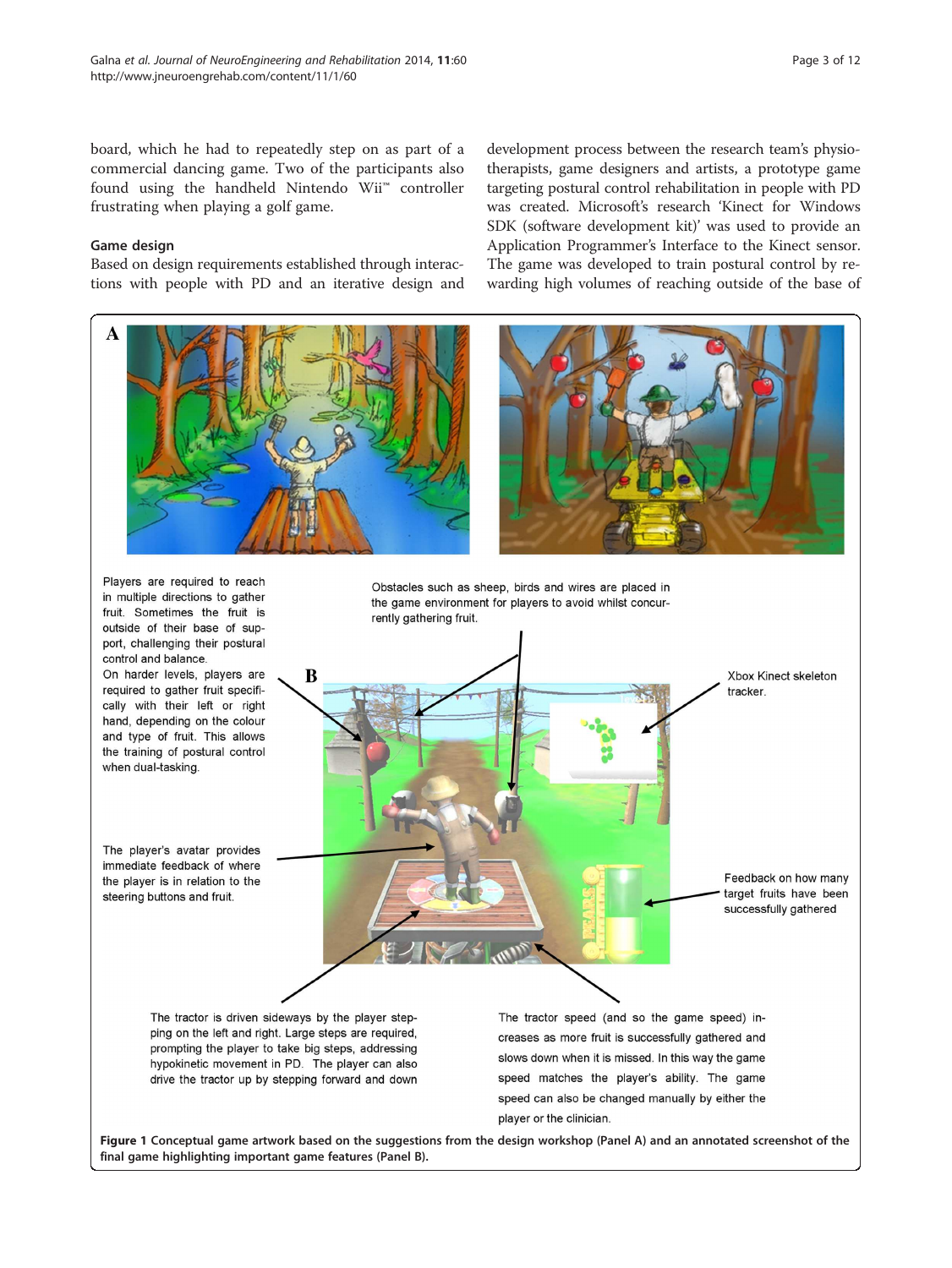board, which he had to repeatedly step on as part of a commercial dancing game. Two of the participants also found using the handheld Nintendo Wii™ controller frustrating when playing a golf game.

### Game design

Based on design requirements established through interactions with people with PD and an iterative design and development process between the research team's physiotherapists, game designers and artists, a prototype game targeting postural control rehabilitation in people with PD was created. Microsoft's research 'Kinect for Windows SDK (software development kit)' was used to provide an Application Programmer's Interface to the Kinect sensor. The game was developed to train postural control by rewarding high volumes of reaching outside of the base of

Players are required to reach in multiple directions to gather fruit. Sometimes the fruit is outside of their base of support, challenging their postural control and balance. On harder levels, players are required to gather fruit specifically with their left or right hand, depending on the colour and type of fruit. This allows the training of postural control when dual-tasking.

Obstacles such as sheep, birds and wires are placed in the game environment for players to avoid whilst concurrently gathering fruit.

Xbox Kinect skeleton tracker.

The player's avatar provides immediate feedback of where the player is in relation to the steering buttons and fruit.

Feedback on how many target fruits have been successfully gathered

The tractor is driven sideways by the player stepping on the left and right. Large steps are required, prompting the player to take big steps, addressing hypokinetic movement in PD. The player can also drive the tractor up by stepping forward and down

The tractor speed (and so the game speed) increases as more fruit is successfully gathered and slows down when it is missed. In this way the game speed matches the player's ability. The game speed can also be changed manually by either the player or the clinician.

**Figure 1 Conceptual game artwork based on the suggestions from the design workshop (Panel A) and an annotated screenshot of the final game highlighting important game features (Panel B).**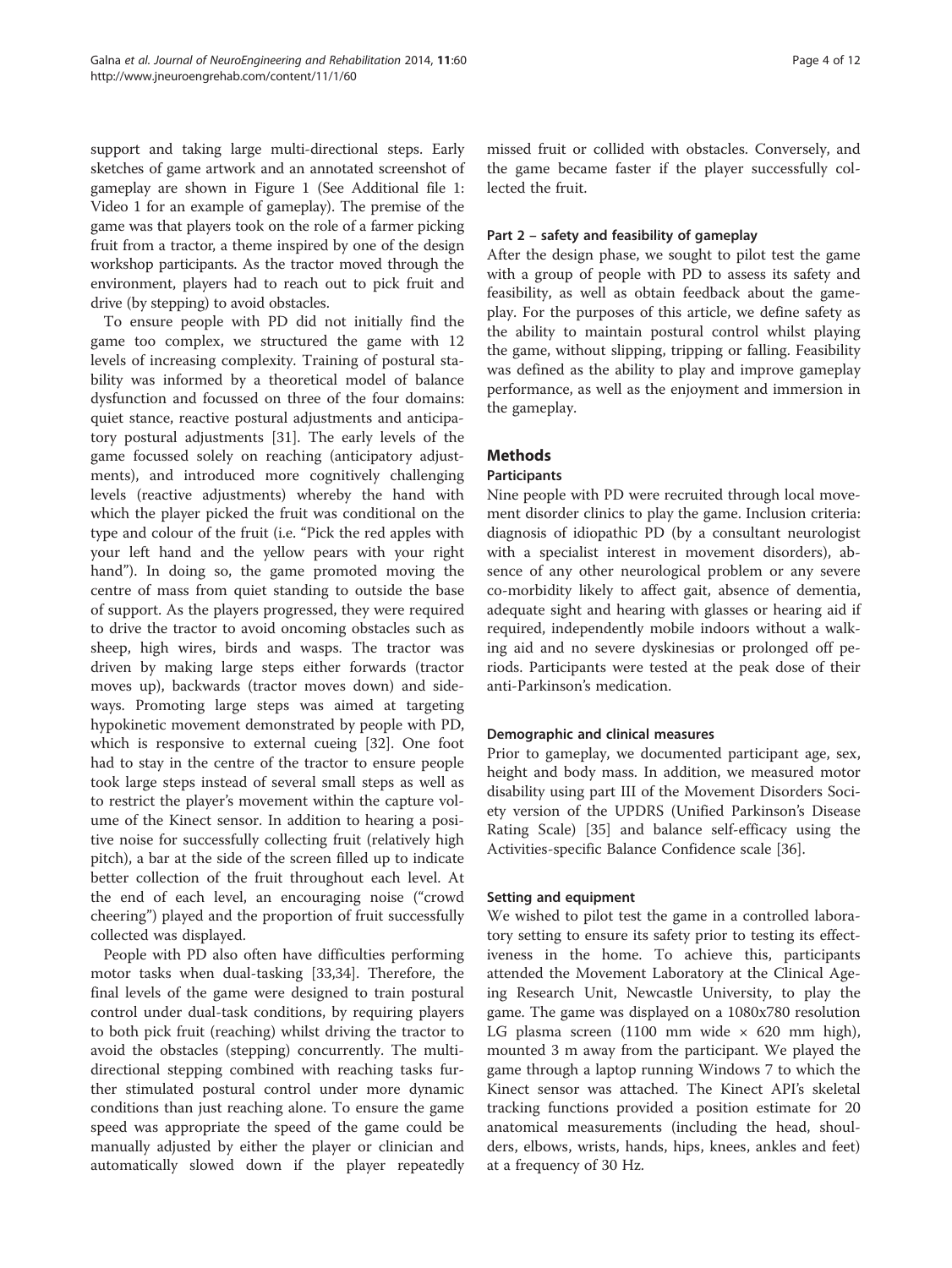support and taking large multi-directional steps. Early sketches of game artwork and an annotated screenshot of gameplay are shown in Figure 1 (See Additional file 1: Video 1 for an example of gameplay). The premise of the game was that players took on the role of a farmer picking fruit from a tractor, a theme inspired by one of the design workshop participants. As the tractor moved through the environment, players had to reach out to pick fruit and drive (by stepping) to avoid obstacles.

To ensure people with PD did not initially find the game too complex, we structured the game with 12 levels of increasing complexity. Training of postural stability was informed by a theoretical model of balance dysfunction and focussed on three of the four domains: quiet stance, reactive postural adjustments and anticipatory postural adjustments [31]. The early levels of the game focussed solely on reaching (anticipatory adjustments), and introduced more cognitively challenging levels (reactive adjustments) whereby the hand with which the player picked the fruit was conditional on the type and colour of the fruit (i.e. "Pick the red apples with your left hand and the yellow pears with your right hand"). In doing so, the game promoted moving the centre of mass from quiet standing to outside the base of support. As the players progressed, they were required to drive the tractor to avoid oncoming obstacles such as sheep, high wires, birds and wasps. The tractor was driven by making large steps either forwards (tractor moves up), backwards (tractor moves down) and sideways. Promoting large steps was aimed at targeting hypokinetic movement demonstrated by people with PD, which is responsive to external cueing [32]. One foot had to stay in the centre of the tractor to ensure people took large steps instead of several small steps as well as to restrict the player's movement within the capture volume of the Kinect sensor. In addition to hearing a positive noise for successfully collecting fruit (relatively high pitch), a bar at the side of the screen filled up to indicate better collection of the fruit throughout each level. At the end of each level, an encouraging noise ("crowd cheering") played and the proportion of fruit successfully collected was displayed.

People with PD also often have difficulties performing motor tasks when dual-tasking [33,34]. Therefore, the final levels of the game were designed to train postural control under dual-task conditions, by requiring players to both pick fruit (reaching) whilst driving the tractor to avoid the obstacles (stepping) concurrently. The multi-directional stepping combined with reaching tasks further stimulated postural control under more dynamic conditions than just reaching alone. To ensure the game speed was appropriate the speed of the game could be manually adjusted by either the player or clinician and automatically slowed down if the player repeatedly missed fruit or collided with obstacles. Conversely, and the game became faster if the player successfully collected the fruit.

### Part 2 – safety and feasibility of gameplay

After the design phase, we sought to pilot test the game with a group of people with PD to assess its safety and feasibility, as well as obtain feedback about the gameplay. For the purposes of this article, we define safety as the ability to maintain postural control whilst playing the game, without slipping, tripping or falling. Feasibility was defined as the ability to play and improve gameplay performance, as well as the enjoyment and immersion in the gameplay.

## Methods

### Participants

Nine people with PD were recruited through local movement disorder clinics to play the game. Inclusion criteria: diagnosis of idiopathic PD (by a consultant neurologist with a specialist interest in movement disorders), absence of any other neurological problem or any severe co-morbidity likely to affect gait, absence of dementia, adequate sight and hearing with glasses or hearing aid if required, independently mobile indoors without a walking aid and no severe dyskinesias or prolonged off periods. Participants were tested at the peak dose of their anti-Parkinson's medication.

### Demographic and clinical measures

Prior to gameplay, we documented participant age, sex, height and body mass. In addition, we measured motor disability using part III of the Movement Disorders Society version of the UPDRS (Unified Parkinson's Disease Rating Scale) [35] and balance self-efficacy using the Activities-specific Balance Confidence scale [36].

### Setting and equipment

We wished to pilot test the game in a controlled laboratory setting to ensure its safety prior to testing its effectiveness in the home. To achieve this, participants attended the Movement Laboratory at the Clinical Ageing Research Unit, Newcastle University, to play the game. The game was displayed on a 1080x780 resolution LG plasma screen (1100 mm wide × 620 mm high), mounted 3 m away from the participant. We played the game through a laptop running Windows 7 to which the Kinect sensor was attached. The Kinect API's skeletal tracking functions provided a position estimate for 20 anatomical measurements (including the head, shoulders, elbows, wrists, hands, hips, knees, ankles and feet) at a frequency of 30 Hz.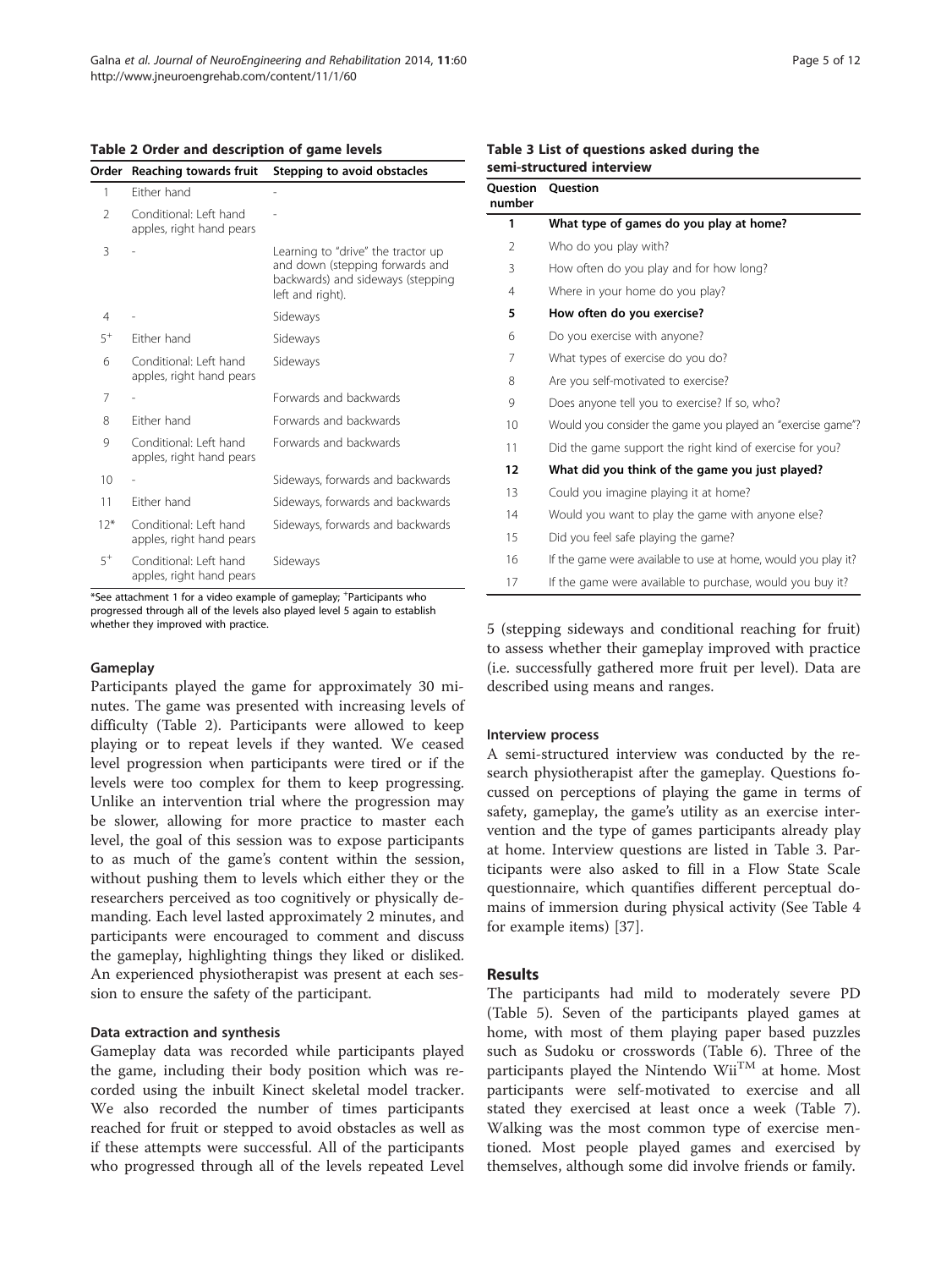**Table 2 Order and description of game levels**

| Order | Reaching towards fruit | Stepping to avoid obstacles |
|---|---|---|
| 1 | Either hand | - |
| 2 | Conditional: Left hand apples, right hand pears | - |
| 3 | - | Learning to "drive" the tractor up and down (stepping forwards and backwards) and sideways (stepping left and right). |
| 4 | - | Sideways |
| 5[+] | Either hand | Sideways |
| 6 | Conditional: Left hand apples, right hand pears | Sideways |
| 7 | - | Forwards and backwards |
| 8 | Either hand | Forwards and backwards |
| 9 | Conditional: Left hand apples, right hand pears | Forwards and backwards |
| 10 | - | Sideways, forwards and backwards |
| 11 | Either hand | Sideways, forwards and backwards |
| 12* | Conditional: Left hand apples, right hand pears | Sideways, forwards and backwards |
| 5[+] | Conditional: Left hand apples, right hand pears | Sideways |

*See attachment 1 for a video example of gameplay; [+]Participants who progressed through all of the levels also played level 5 again to establish whether they improved with practice.

#### Gameplay

Participants played the game for approximately 30 minutes. The game was presented with increasing levels of difficulty (Table 2). Participants were allowed to keep playing or to repeat levels if they wanted. We ceased level progression when participants were tired or if the levels were too complex for them to keep progressing. Unlike an intervention trial where the progression may be slower, allowing for more practice to master each level, the goal of this session was to expose participants to as much of the game's content within the session, without pushing them to levels which either they or the researchers perceived as too cognitively or physically demanding. Each level lasted approximately 2 minutes, and participants were encouraged to comment and discuss the gameplay, highlighting things they liked or disliked. An experienced physiotherapist was present at each session to ensure the safety of the participant.

#### Data extraction and synthesis

Gameplay data was recorded while participants played the game, including their body position which was recorded using the inbuilt Kinect skeletal model tracker. We also recorded the number of times participants reached for fruit or stepped to avoid obstacles as well as if these attempts were successful. All of the participants who progressed through all of the levels repeated Level 5 (stepping sideways and conditional reaching for fruit) to assess whether their gameplay improved with practice (i.e. successfully gathered more fruit per level). Data are described using means and ranges.

**Table 3 List of questions asked during the semi-structured interview**

| Question number | Question |
|---|---|
| **1** | **What type of games do you play at home?** |
| 2 | Who do you play with? |
| 3 | How often do you play and for how long? |
| 4 | Where in your home do you play? |
| **5** | **How often do you exercise?** |
| 6 | Do you exercise with anyone? |
| 7 | What types of exercise do you do? |
| 8 | Are you self-motivated to exercise? |
| 9 | Does anyone tell you to exercise? If so, who? |
| 10 | Would you consider the game you played an "exercise game"? |
| 11 | Did the game support the right kind of exercise for you? |
| **12** | **What did you think of the game you just played?** |
| 13 | Could you imagine playing it at home? |
| 14 | Would you want to play the game with anyone else? |
| 15 | Did you feel safe playing the game? |
| 16 | If the game were available to use at home, would you play it? |
| 17 | If the game were available to purchase, would you buy it? |

#### Interview process

A semi-structured interview was conducted by the research physiotherapist after the gameplay. Questions focussed on perceptions of playing the game in terms of safety, gameplay, the game's utility as an exercise intervention and the type of games participants already play at home. Interview questions are listed in Table 3. Participants were also asked to fill in a Flow State Scale questionnaire, which quantifies different perceptual domains of immersion during physical activity (See Table 4 for example items) [37].

## Results

The participants had mild to moderately severe PD (Table 5). Seven of the participants played games at home, with most of them playing paper based puzzles such as Sudoku or crosswords (Table 6). Three of the participants played the Nintendo Wii$^{TM}$ at home. Most participants were self-motivated to exercise and all stated they exercised at least once a week (Table 7). Walking was the most common type of exercise mentioned. Most people played games and exercised by themselves, although some did involve friends or family.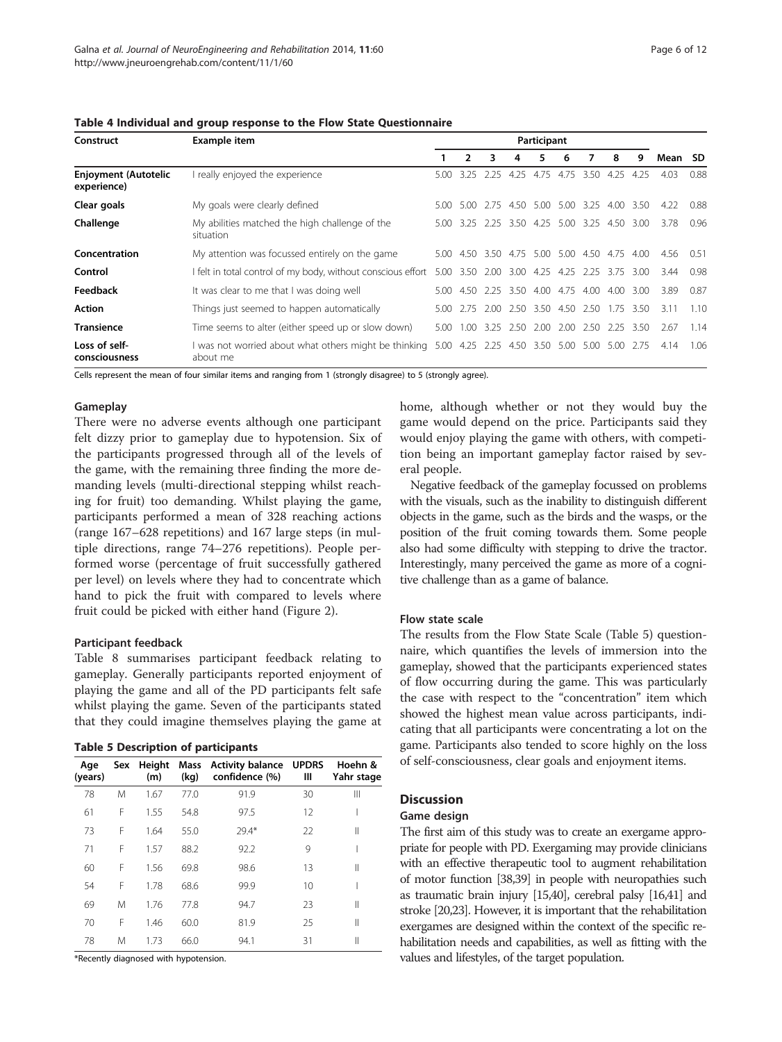**Table 4 Individual and group response to the Flow State Questionnaire**

| Construct | Example item | Participant | | | | | | | | | | |
|---|---|---|---|---|---|---|---|---|---|---|---|---|
| | | 1 | 2 | 3 | 4 | 5 | 6 | 7 | 8 | 9 | Mean | SD |
| **Enjoyment (Autotelic experience)** | I really enjoyed the experience | 5.00 | 3.25 | 2.25 | 4.25 | 4.75 | 4.75 | 3.50 | 4.25 | 4.25 | 4.03 | 0.88 |
| **Clear goals** | My goals were clearly defined | 5.00 | 5.00 | 2.75 | 4.50 | 5.00 | 5.00 | 3.25 | 4.00 | 3.50 | 4.22 | 0.88 |
| **Challenge** | My abilities matched the high challenge of the situation | 5.00 | 3.25 | 2.25 | 3.50 | 4.25 | 5.00 | 3.25 | 4.50 | 3.00 | 3.78 | 0.96 |
| **Concentration** | My attention was focussed entirely on the game | 5.00 | 4.50 | 3.50 | 4.75 | 5.00 | 5.00 | 4.50 | 4.75 | 4.00 | 4.56 | 0.51 |
| **Control** | I felt in total control of my body, without conscious effort | 5.00 | 3.50 | 2.00 | 3.00 | 4.25 | 4.25 | 2.25 | 3.75 | 3.00 | 3.44 | 0.98 |
| **Feedback** | It was clear to me that I was doing well | 5.00 | 4.50 | 2.25 | 3.50 | 4.00 | 4.75 | 4.00 | 4.00 | 3.00 | 3.89 | 0.87 |
| **Action** | Things just seemed to happen automatically | 5.00 | 2.75 | 2.00 | 2.50 | 3.50 | 4.50 | 2.50 | 1.75 | 3.50 | 3.11 | 1.10 |
| **Transience** | Time seems to alter (either speed up or slow down) | 5.00 | 1.00 | 3.25 | 2.50 | 2.00 | 2.00 | 2.50 | 2.25 | 3.50 | 2.67 | 1.14 |
| **Loss of self-consciousness** | I was not worried about what others might be thinking about me | 5.00 | 4.25 | 2.25 | 4.50 | 3.50 | 5.00 | 5.00 | 5.00 | 2.75 | 4.14 | 1.06 |

Cells represent the mean of four similar items and ranging from 1 (strongly disagree) to 5 (strongly agree).

#### Gameplay

There were no adverse events although one participant felt dizzy prior to gameplay due to hypotension. Six of the participants progressed through all of the levels of the game, with the remaining three finding the more demanding levels (multi-directional stepping whilst reaching for fruit) too demanding. Whilst playing the game, participants performed a mean of 328 reaching actions (range 167–628 repetitions) and 167 large steps (in multiple directions, range 74–276 repetitions). People performed worse (percentage of fruit successfully gathered per level) on levels where they had to concentrate which hand to pick the fruit with compared to levels where fruit could be picked with either hand (Figure 2).

#### Participant feedback

Table 8 summarises participant feedback relating to gameplay. Generally participants reported enjoyment of playing the game and all of the PD participants felt safe whilst playing the game. Seven of the participants stated that they could imagine themselves playing the game at home, although whether or not they would buy the game would depend on the price. Participants said they would enjoy playing the game with others, with competition being an important gameplay factor raised by several people.

Negative feedback of the gameplay focussed on problems with the visuals, such as the inability to distinguish different objects in the game, such as the birds and the wasps, or the position of the fruit coming towards them. Some people also had some difficulty with stepping to drive the tractor. Interestingly, many perceived the game as more of a cognitive challenge than as a game of balance.

**Table 5 Description of participants**

| Age (years) | Sex | Height (m) | Mass (kg) | Activity balance confidence (%) | UPDRS III | Hoehn & Yahr stage |
|---|---|---|---|---|---|---|
| 78 | M | 1.67 | 77.0 | 91.9 | 30 | III |
| 61 | F | 1.55 | 54.8 | 97.5 | 12 | I |
| 73 | F | 1.64 | 55.0 | 29.4* | 22 | II |
| 71 | F | 1.57 | 88.2 | 92.2 | 9 | I |
| 60 | F | 1.56 | 69.8 | 98.6 | 13 | II |
| 54 | F | 1.78 | 68.6 | 99.9 | 10 | I |
| 69 | M | 1.76 | 77.8 | 94.7 | 23 | II |
| 70 | F | 1.46 | 60.0 | 81.9 | 25 | II |
| 78 | M | 1.73 | 66.0 | 94.1 | 31 | II |

*Recently diagnosed with hypotension.

#### Flow state scale

The results from the Flow State Scale (Table 5) questionnaire, which quantifies the levels of immersion into the gameplay, showed that the participants experienced states of flow occurring during the game. This was particularly the case with respect to the "concentration" item which showed the highest mean value across participants, indicating that all participants were concentrating a lot on the game. Participants also tended to score highly on the loss of self-consciousness, clear goals and enjoyment items.

## Discussion

### Game design

The first aim of this study was to create an exergame appropriate for people with PD. Exergaming may provide clinicians with an effective therapeutic tool to augment rehabilitation of motor function [38,39] in people with neuropathies such as traumatic brain injury [15,40], cerebral palsy [16,41] and stroke [20,23]. However, it is important that the rehabilitation exergames are designed within the context of the specific rehabilitation needs and capabilities, as well as fitting with the values and lifestyles, of the target population.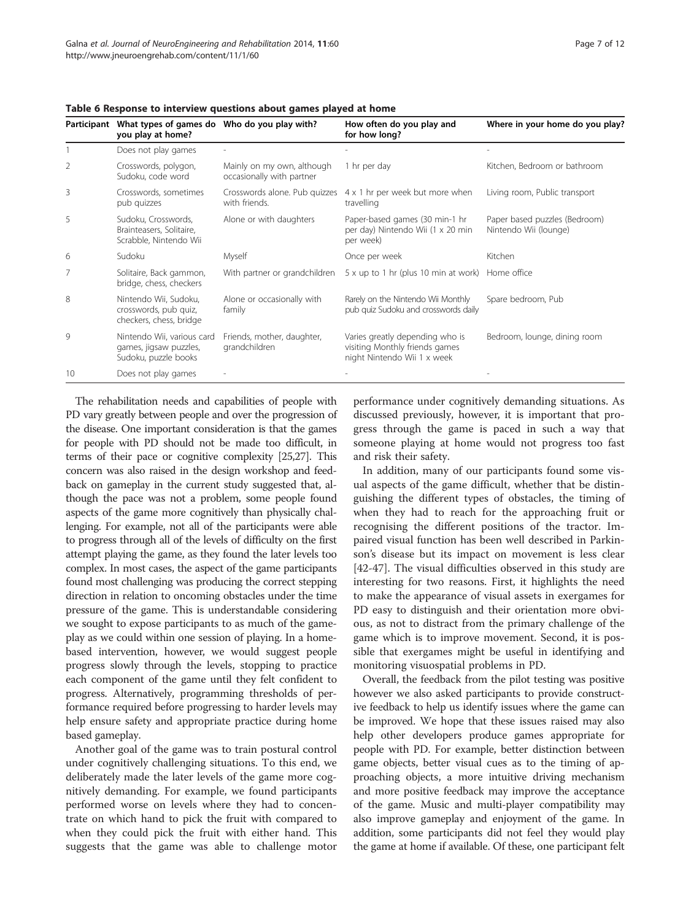**Table 6 Response to interview questions about games played at home**

| Participant | What types of games do you play at home? | Who do you play with? | How often do you play and for how long? | Where in your home do you play? |
| --- | --- | --- | --- | --- |
| 1 | Does not play games | - | - | - |
| 2 | Crosswords, polygon, Sudoku, code word | Mainly on my own, although occasionally with partner | 1 hr per day | Kitchen, Bedroom or bathroom |
| 3 | Crosswords, sometimes pub quizzes | Crosswords alone. Pub quizzes with friends. | 4 x 1 hr per week but more when travelling | Living room, Public transport |
| 5 | Sudoku, Crosswords, Brainteasers, Solitaire, Scrabble, Nintendo Wii | Alone or with daughters | Paper-based games (30 min-1 hr per day) Nintendo Wii (1 x 20 min per week) | Paper based puzzles (Bedroom) Nintendo Wii (lounge) |
| 6 | Sudoku | Myself | Once per week | Kitchen |
| 7 | Solitaire, Back gammon, bridge, chess, checkers | With partner or grandchildren | 5 x up to 1 hr (plus 10 min at work) | Home office |
| 8 | Nintendo Wii, Sudoku, crosswords, pub quiz, checkers, chess, bridge | Alone or occasionally with family | Rarely on the Nintendo Wii Monthly pub quiz Sudoku and crosswords daily | Spare bedroom, Pub |
| 9 | Nintendo Wii, various card games, jigsaw puzzles, Sudoku, puzzle books | Friends, mother, daughter, grandchildren | Varies greatly depending who is visiting Monthly friends games night Nintendo Wii 1 x week | Bedroom, lounge, dining room |
| 10 | Does not play games | - | - | - |

The rehabilitation needs and capabilities of people with PD vary greatly between people and over the progression of the disease. One important consideration is that the games for people with PD should not be made too difficult, in terms of their pace or cognitive complexity [25,27]. This concern was also raised in the design workshop and feedback on gameplay in the current study suggested that, although the pace was not a problem, some people found aspects of the game more cognitively than physically challenging. For example, not all of the participants were able to progress through all of the levels of difficulty on the first attempt playing the game, as they found the later levels too complex. In most cases, the aspect of the game participants found most challenging was producing the correct stepping direction in relation to oncoming obstacles under the time pressure of the game. This is understandable considering we sought to expose participants to as much of the gameplay as we could within one session of playing. In a home-based intervention, however, we would suggest people progress slowly through the levels, stopping to practice each component of the game until they felt confident to progress. Alternatively, programming thresholds of performance required before progressing to harder levels may help ensure safety and appropriate practice during home based gameplay.

Another goal of the game was to train postural control under cognitively challenging situations. To this end, we deliberately made the later levels of the game more cognitively demanding. For example, we found participants performed worse on levels where they had to concentrate on which hand to pick the fruit with compared to when they could pick the fruit with either hand. This suggests that the game was able to challenge motor performance under cognitively demanding situations. As discussed previously, however, it is important that progress through the game is paced in such a way that someone playing at home would not progress too fast and risk their safety.

In addition, many of our participants found some visual aspects of the game difficult, whether that be distinguishing the different types of obstacles, the timing of when they had to reach for the approaching fruit or recognising the different positions of the tractor. Impaired visual function has been well described in Parkinson's disease but its impact on movement is less clear [42-47]. The visual difficulties observed in this study are interesting for two reasons. First, it highlights the need to make the appearance of visual assets in exergames for PD easy to distinguish and their orientation more obvious, as not to distract from the primary challenge of the game which is to improve movement. Second, it is possible that exergames might be useful in identifying and monitoring visuospatial problems in PD.

Overall, the feedback from the pilot testing was positive however we also asked participants to provide constructive feedback to help us identify issues where the game can be improved. We hope that these issues raised may also help other developers produce games appropriate for people with PD. For example, better distinction between game objects, better visual cues as to the timing of approaching objects, a more intuitive driving mechanism and more positive feedback may improve the acceptance of the game. Music and multi-player compatibility may also improve gameplay and enjoyment of the game. In addition, some participants did not feel they would play the game at home if available. Of these, one participant felt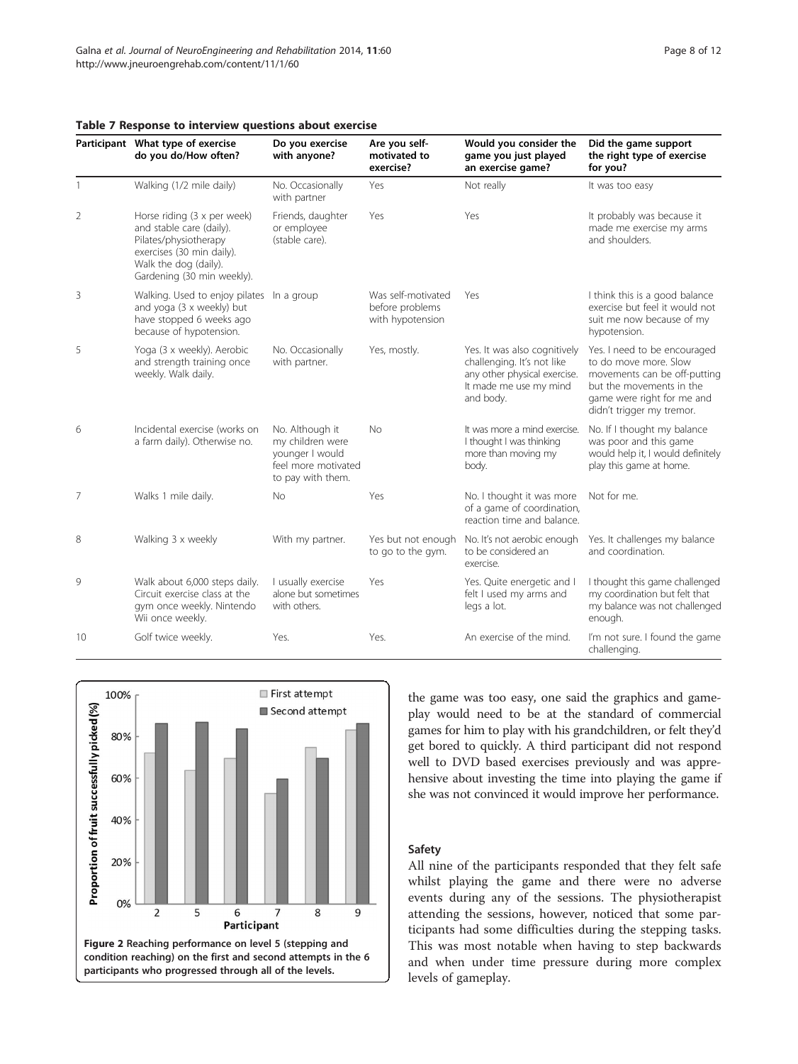**Table 7 Response to interview questions about exercise**

| Participant | What type of exercise do you do/How often? | Do you exercise with anyone? | Are you self-motivated to exercise? | Would you consider the game you just played an exercise game? | Did the game support the right type of exercise for you? |
|---|---|---|---|---|---|
| 1 | Walking (1/2 mile daily) | No. Occasionally with partner | Yes | Not really | It was too easy |
| 2 | Horse riding (3 x per week) and stable care (daily). Pilates/physiotherapy exercises (30 min daily). Walk the dog (daily). Gardening (30 min weekly). | Friends, daughter or employee (stable care). | Yes | Yes | It probably was because it made me exercise my arms and shoulders. |
| 3 | Walking. Used to enjoy pilates and yoga (3 x weekly) but have stopped 6 weeks ago because of hypotension. | In a group | Was self-motivated before problems with hypotension | Yes | I think this is a good balance exercise but feel it would not suit me now because of my hypotension. |
| 5 | Yoga (3 x weekly). Aerobic and strength training once weekly. Walk daily. | No. Occasionally with partner. | Yes, mostly. | Yes. It was also cognitively challenging. It's not like any other physical exercise. It made me use my mind and body. | Yes. I need to be encouraged to do move more. Slow movements can be off-putting but the movements in the game were right for me and didn't trigger my tremor. |
| 6 | Incidental exercise (works on a farm daily). Otherwise no. | No. Although it my children were younger I would feel more motivated to pay with them. | No | It was more a mind exercise. I thought I was thinking more than moving my body. | No. If I thought my balance was poor and this game would help it, I would definitely play this game at home. |
| 7 | Walks 1 mile daily. | No | Yes | No. I thought it was more of a game of coordination, reaction time and balance. | Not for me. |
| 8 | Walking 3 x weekly | With my partner. | Yes but not enough to go to the gym. | No. It's not aerobic enough to be considered an exercise. | Yes. It challenges my balance and coordination. |
| 9 | Walk about 6,000 steps daily. Circuit exercise class at the gym once weekly. Nintendo Wii once weekly. | I usually exercise alone but sometimes with others. | Yes | Yes. Quite energetic and I felt I used my arms and legs a lot. | I thought this game challenged my coordination but felt that my balance was not challenged enough. |
| 10 | Golf twice weekly. | Yes. | Yes. | An exercise of the mind. | I'm not sure. I found the game challenging. |

**Figure 2 Reaching performance on level 5 (stepping and condition reaching) on the first and second attempts in the 6 participants who progressed through all of the levels.**

the game was too easy, one said the graphics and gameplay would need to be at the standard of commercial games for him to play with his grandchildren, or felt they'd get bored to quickly. A third participant did not respond well to DVD based exercises previously and was apprehensive about investing the time into playing the game if she was not convinced it would improve her performance.

### Safety

All nine of the participants responded that they felt safe whilst playing the game and there were no adverse events during any of the sessions. The physiotherapist attending the sessions, however, noticed that some participants had some difficulties during the stepping tasks. This was most notable when having to step backwards and when under time pressure during more complex levels of gameplay.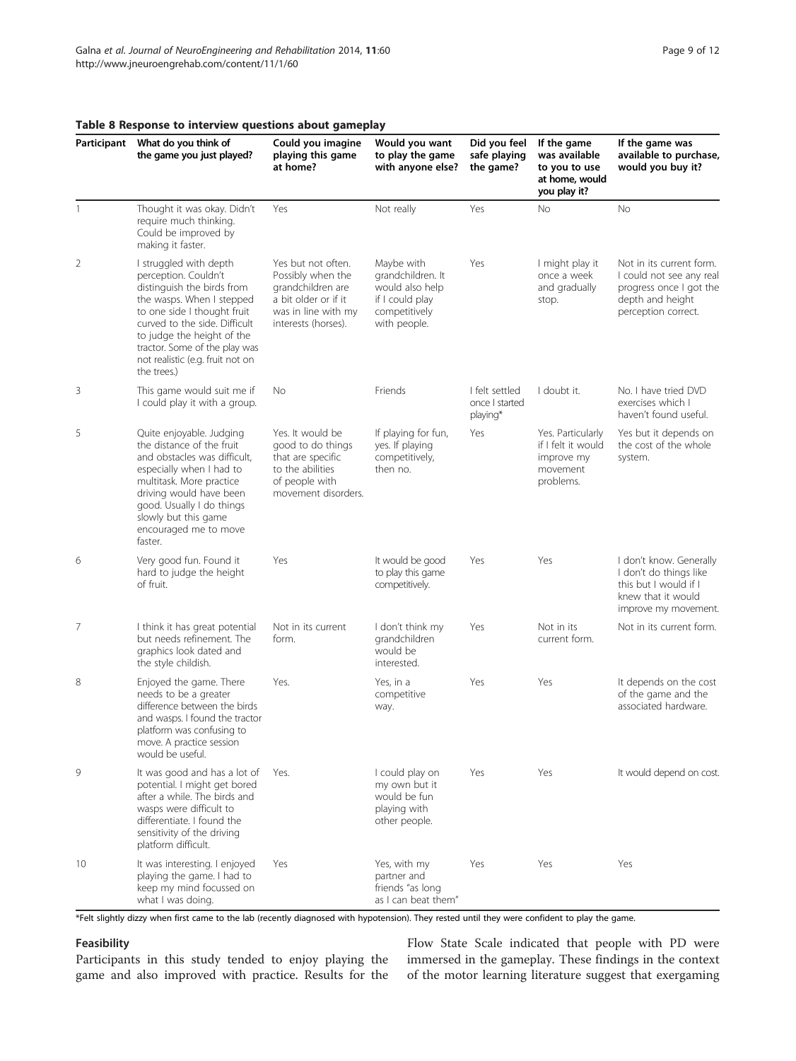**Table 8 Response to interview questions about gameplay**

| Participant | What do you think of the game you just played? | Could you imagine playing this game at home? | Would you want to play the game with anyone else? | Did you feel safe playing the game? | If the game was available to you to use at home, would you play it? | If the game was available to purchase, would you buy it? |
|---|---|---|---|---|---|---|
| 1 | Thought it was okay. Didn't require much thinking. Could be improved by making it faster. | Yes | Not really | Yes | No | No |
| 2 | I struggled with depth perception. Couldn't distinguish the birds from the wasps. When I stepped to one side I thought fruit curved to the side. Difficult to judge the height of the tractor. Some of the play was not realistic (e.g. fruit not on the trees.) | Yes but not often. Possibly when the grandchildren are a bit older or if it was in line with my interests (horses). | Maybe with grandchildren. It would also help if I could play competitively with people. | Yes | I might play it once a week and gradually stop. | Not in its current form. I could not see any real progress once I got the depth and height perception correct. |
| 3 | This game would suit me if I could play it with a group. | No | Friends | I felt settled once I started playing* | I doubt it. | No. I have tried DVD exercises which I haven't found useful. |
| 5 | Quite enjoyable. Judging the distance of the fruit and obstacles was difficult, especially when I had to multitask. More practice driving would have been good. Usually I do things slowly but this game encouraged me to move faster. | Yes. It would be good to do things that are specific to the abilities of people with movement disorders. | If playing for fun, yes. If playing competitively, then no. | Yes | Yes. Particularly if I felt it would improve my movement problems. | Yes but it depends on the cost of the whole system. |
| 6 | Very good fun. Found it hard to judge the height of fruit. | Yes | It would be good to play this game competitively. | Yes | Yes | I don't know. Generally I don't do things like this but I would if I knew that it would improve my movement. |
| 7 | I think it has great potential but needs refinement. The graphics look dated and the style childish. | Not in its current form. | I don't think my grandchildren would be interested. | Yes | Not in its current form. | Not in its current form. |
| 8 | Enjoyed the game. There needs to be a greater difference between the birds and wasps. I found the tractor platform was confusing to move. A practice session would be useful. | Yes. | Yes, in a competitive way. | Yes | Yes | It depends on the cost of the game and the associated hardware. |
| 9 | It was good and has a lot of potential. I might get bored after a while. The birds and wasps were difficult to differentiate. I found the sensitivity of the driving platform difficult. | Yes. | I could play on my own but it would be fun playing with other people. | Yes | Yes | It would depend on cost. |
| 10 | It was interesting. I enjoyed playing the game. I had to keep my mind focussed on what I was doing. | Yes | Yes, with my partner and friends "as long as I can beat them" | Yes | Yes | Yes |

*Felt slightly dizzy when first came to the lab (recently diagnosed with hypotension). They rested until they were confident to play the game.

#### Feasibility

Participants in this study tended to enjoy playing the game and also improved with practice. Results for the Flow State Scale indicated that people with PD were immersed in the gameplay. These findings in the context of the motor learning literature suggest that exergaming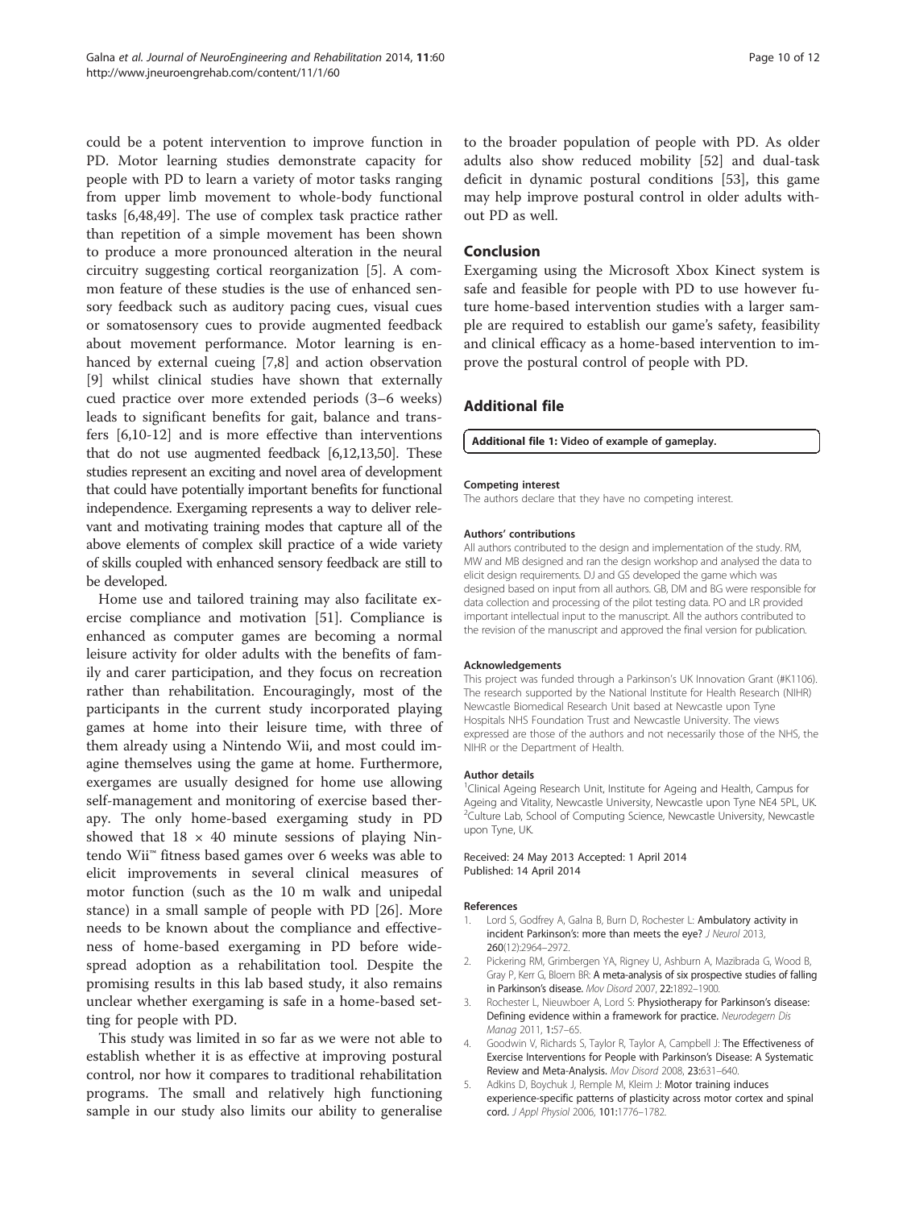could be a potent intervention to improve function in PD. Motor learning studies demonstrate capacity for people with PD to learn a variety of motor tasks ranging from upper limb movement to whole-body functional tasks [6,48,49]. The use of complex task practice rather than repetition of a simple movement has been shown to produce a more pronounced alteration in the neural circuitry suggesting cortical reorganization [5]. A common feature of these studies is the use of enhanced sensory feedback such as auditory pacing cues, visual cues or somatosensory cues to provide augmented feedback about movement performance. Motor learning is enhanced by external cueing [7,8] and action observation [9] whilst clinical studies have shown that externally cued practice over more extended periods (3–6 weeks) leads to significant benefits for gait, balance and transfers [6,10-12] and is more effective than interventions that do not use augmented feedback [6,12,13,50]. These studies represent an exciting and novel area of development that could have potentially important benefits for functional independence. Exergaming represents a way to deliver relevant and motivating training modes that capture all of the above elements of complex skill practice of a wide variety of skills coupled with enhanced sensory feedback are still to be developed.

Home use and tailored training may also facilitate exercise compliance and motivation [51]. Compliance is enhanced as computer games are becoming a normal leisure activity for older adults with the benefits of family and carer participation, and they focus on recreation rather than rehabilitation. Encouragingly, most of the participants in the current study incorporated playing games at home into their leisure time, with three of them already using a Nintendo Wii, and most could imagine themselves using the game at home. Furthermore, exergames are usually designed for home use allowing self-management and monitoring of exercise based therapy. The only home-based exergaming study in PD showed that $18 \times 40$ minute sessions of playing Nintendo Wii™ fitness based games over 6 weeks was able to elicit improvements in several clinical measures of motor function (such as the 10 m walk and unipedal stance) in a small sample of people with PD [26]. More needs to be known about the compliance and effectiveness of home-based exergaming in PD before widespread adoption as a rehabilitation tool. Despite the promising results in this lab based study, it also remains unclear whether exergaming is safe in a home-based setting for people with PD.

This study was limited in so far as we were not able to establish whether it is as effective at improving postural control, nor how it compares to traditional rehabilitation programs. The small and relatively high functioning sample in our study also limits our ability to generalise to the broader population of people with PD. As older adults also show reduced mobility [52] and dual-task deficit in dynamic postural conditions [53], this game may help improve postural control in older adults without PD as well.

## Conclusion

Exergaming using the Microsoft Xbox Kinect system is safe and feasible for people with PD to use however future home-based intervention studies with a larger sample are required to establish our game's safety, feasibility and clinical efficacy as a home-based intervention to improve the postural control of people with PD.

## Additional file

**Additional file 1: Video of example of gameplay.**

#### Competing interest

The authors declare that they have no competing interest.

#### Authors' contributions

All authors contributed to the design and implementation of the study. RM, MW and MB designed and ran the design workshop and analysed the data to elicit design requirements. DJ and GS developed the game which was designed based on input from all authors. GB, DM and BG were responsible for data collection and processing of the pilot testing data. PO and LR provided important intellectual input to the manuscript. All the authors contributed to the revision of the manuscript and approved the final version for publication.

#### Acknowledgements

This project was funded through a Parkinson's UK Innovation Grant (#K1106). The research supported by the National Institute for Health Research (NIHR) Newcastle Biomedical Research Unit based at Newcastle upon Tyne Hospitals NHS Foundation Trust and Newcastle University. The views expressed are those of the authors and not necessarily those of the NHS, the NIHR or the Department of Health.

#### Author details

[1]Clinical Ageing Research Unit, Institute for Ageing and Health, Campus for Ageing and Vitality, Newcastle University, Newcastle upon Tyne NE4 5PL, UK. [2]Culture Lab, School of Computing Science, Newcastle University, Newcastle upon Tyne, UK.

Received: 24 May 2013 Accepted: 1 April 2014
Published: 14 April 2014

#### References

1. Lord S, Godfrey A, Galna B, Burn D, Rochester L: **Ambulatory activity in incident Parkinson's: more than meets the eye?** *J Neurol* 2013, **260**(12):2964–2972.
2. Pickering RM, Grimbergen YA, Rigney U, Ashburn A, Mazibrada G, Wood B, Gray P, Kerr G, Bloem BR: **A meta-analysis of six prospective studies of falling in Parkinson's disease.** *Mov Disord* 2007, **22:**1892–1900.
3. Rochester L, Nieuwboer A, Lord S: **Physiotherapy for Parkinson's disease: Defining evidence within a framework for practice.** *Neurodegern Dis Manag* 2011, **1:**57–65.
4. Goodwin V, Richards S, Taylor R, Taylor A, Campbell J: **The Effectiveness of Exercise Interventions for People with Parkinson's Disease: A Systematic Review and Meta-Analysis.** *Mov Disord* 2008, **23:**631–640.
5. Adkins D, Boychuk J, Remple M, Kleim J: **Motor training induces experience-specific patterns of plasticity across motor cortex and spinal cord.** *J Appl Physiol* 2006, **101:**1776–1782.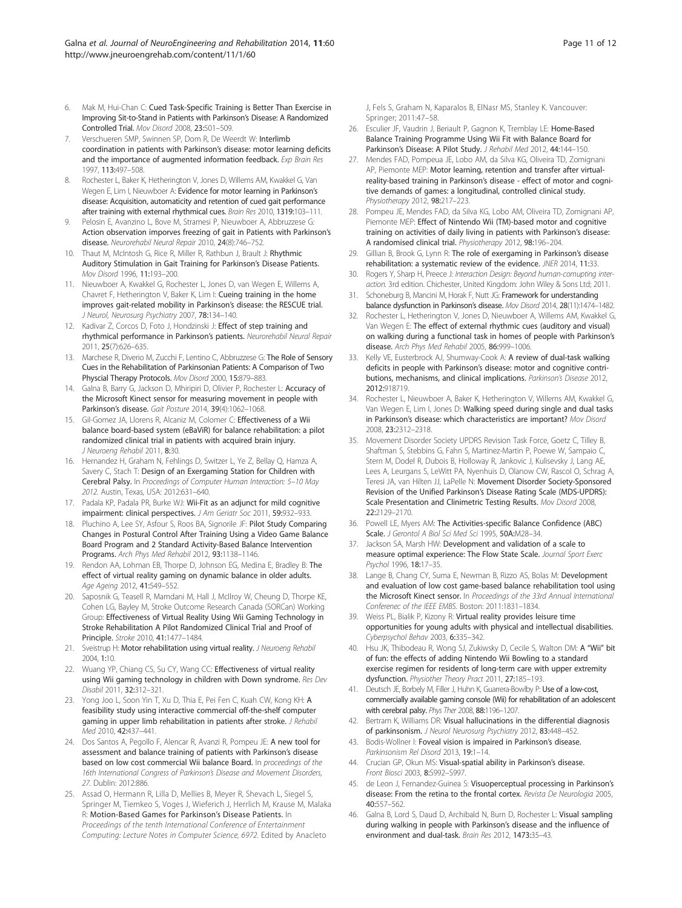6. Mak M, Hui-Chan C: **Cued Task-Specific Training is Better Than Exercise in Improving Sit-to-Stand in Patients with Parkinson's Disease: A Randomized Controlled Trial.** *Mov Disord* 2008, **23:**501–509.
7. Verschueren SMP, Swinnen SP, Dom R, De Weerdt W: **Interlimb coordination in patients with Parkinson's disease: motor learning deficits and the importance of augmented information feedback.** *Exp Brain Res* 1997, **113:**497–508.
8. Rochester L, Baker K, Hetherington V, Jones D, Willems AM, Kwakkel G, Van Wegen E, Lim I, Nieuwboer A: **Evidence for motor learning in Parkinson's disease: Acquisition, automaticity and retention of cued gait performance after training with external rhythmical cues.** *Brain Res* 2010, 1319:103–111.
9. Pelosin E, Avanzino L, Bove M, Stramesi P, Nieuwboer A, Abbruzzese G: **Action observation imporves freezing of gait in Patients with Parkinson's disease.** *Neurorehabil Neural Repair* 2010, **24**(8):746–752.
10. Thaut M, McIntosh G, Rice R, Miller R, Rathbun J, Brault J: **Rhythmic Auditory Stimulation in Gait Training for Parkinson's Disease Patients.** *Mov Disord* 1996, **11:**193–200.
11. Nieuwboer A, Kwakkel G, Rochester L, Jones D, van Wegen E, Willems A, Chavret F, Hetherington V, Baker K, Lim I: **Cueing training in the home improves gait-related mobility in Parkinson's disease: the RESCUE trial.** *J Neurol, Neurosurg Psychiatry* 2007, **78:**134–140.
12. Kadivar Z, Corcos D, Foto J, Hondzinski J: **Effect of step training and rhythmical performance in Parkinson's patients.** *Neurorehabil Neural Repair* 2011, **25**(7):626–635.
13. Marchese R, Diverio M, Zucchi F, Lentino C, Abbruzzese G: **The Role of Sensory Cues in the Rehabilitation of Parkinsonian Patients: A Comparison of Two Physcial Therapy Protocols.** *Mov Disord* 2000, **15:**879–883.
14. Galna B, Barry G, Jackson D, Mhiripiri D, Olivier P, Rochester L: **Accuracy of the Microsoft Kinect sensor for measuring movement in people with Parkinson's disease.** *Gait Posture* 2014, **39**(4):1062–1068.
15. Gil-Gomez JA, Llorens R, Alcaniz M, Colomer C: **Effectiveness of a Wii balance board-based system (eBaViR) for balance rehabilitation: a pilot randomized clinical trial in patients with acquired brain injury.** *J Neuroeng Rehabil* 2011, **8:**30.
16. Hernandez H, Graham N, Fehlings D, Switzer L, Ye Z, Bellay Q, Hamza A, Savery C, Stach T: **Design of an Exergaming Station for Children with Cerebral Palsy.** In *Proceedings of Computer Human Interaction: 5–10 May 2012.* Austin, Texas, USA: 2012:631–640.
17. Padala KP, Padala PR, Burke WJ: **Wii-Fit as an adjunct for mild cognitive impairment: clinical perspectives.** *J Am Geriatr Soc* 2011, **59:**932–933.
18. Pluchino A, Lee SY, Asfour S, Roos BA, Signorile JF: **Pilot Study Comparing Changes in Postural Control After Training Using a Video Game Balance Board Program and 2 Standard Activity-Based Balance Intervention Programs.** *Arch Phys Med Rehabil* 2012, **93:**1138–1146.
19. Rendon AA, Lohman EB, Thorpe D, Johnson EG, Medina E, Bradley B: **The effect of virtual reality gaming on dynamic balance in older adults.** *Age Ageing* 2012, **41:**549–552.
20. Saposnik G, Teasell R, Mamdani M, Hall J, McIlroy W, Cheung D, Thorpe KE, Cohen LG, Bayley M, Stroke Outcome Research Canada (SORCan) Working Group: **Effectiveness of Virtual Reality Using Wii Gaming Technology in Stroke Rehabilitation A Pilot Randomized Clinical Trial and Proof of Principle.** *Stroke* 2010, **41:**1477–1484.
21. Sveistrup H: **Motor rehabilitation using virtual reality.** *J Neuroeng Rehabil* 2004, **1:**10.
22. Wuang YP, Chiang CS, Su CY, Wang CC: **Effectiveness of virtual reality using Wii gaming technology in children with Down syndrome.** *Res Dev Disabil* 2011, **32:**312–321.
23. Yong Joo L, Soon Yin T, Xu D, Thia E, Pei Fen C, Kuah CW, Kong KH: **A feasibility study using interactive commercial off-the-shelf computer gaming in upper limb rehabilitation in patients after stroke.** *J Rehabil Med* 2010, **42:**437–441.
24. Dos Santos A, Pegollo F, Alencar R, Avanzi R, Pompeu JE: **A new tool for assessment and balance training of patients with Parkinson's disease based on low cost commercial Wii balance Board.** In *proceedings of the 16th International Congress of Parkinson's Disease and Movement Disorders, 27.* Dublin: 2012:886.
25. Assad O, Hermann R, Lilla D, Mellies B, Meyer R, Shevach L, Siegel S, Springer M, Tiemkeo S, Voges J, Wieferich J, Herrlich M, Krause M, Malaka R: **Motion-Based Games for Parkinson's Disease Patients.** In *Proceedings of the tenth International Conference of Entertainment Computing: Lecture Notes in Computer Science, 6972.* Edited by Anacleto J, Fels S, Graham N, Kaparalos B, ElNasr MS, Stanley K. Vancouver: Springer; 2011:47–58.
26. Esculier JF, Vaudrin J, Beriault P, Gagnon K, Tremblay LE: **Home-Based Balance Training Programme Using Wii Fit with Balance Board for Parkinson's Disease: A Pilot Study.** *J Rehabil Med* 2012, **44:**144–150.
27. Mendes FAD, Pompeua JE, Lobo AM, da Silva KG, Oliveira TD, Zomignani AP, Piemonte MEP: **Motor learning, retention and transfer after virtual-reality-based training in Parkinson's disease - effect of motor and cognitive demands of games: a longitudinal, controlled clinical study.** *Physiotherapy* 2012, **98:**217–223.
28. Pompeu JE, Mendes FAD, da Silva KG, Lobo AM, Oliveira TD, Zomignani AP, Piemonte MEP: **Effect of Nintendo Wii (TM)-based motor and cognitive training on activities of daily living in patients with Parkinson's disease: A randomised clinical trial.** *Physiotherapy* 2012, **98:**196–204.
29. Gillian B, Brook G, Lynn R: **The role of exergaming in Parkinson's disease rehabilitation: a systematic review of the evidence.** *JNER* 2014, **11:**33.
30. Rogers Y, Sharp H, Preece J: *Interaction Design: Beyond human-comupting interaction.* 3rd edition. Chichester, United Kingdom: John Wiley & Sons Ltd; 2011.
31. Schoneburg B, Mancini M, Horak F, Nutt JG: **Framework for understanding balance dysfunction in Parkinson's disease.** *Mov Disord* 2014, **28**(11):1474–1482.
32. Rochester L, Hetherington V, Jones D, Nieuwboer A, Willems AM, Kwakkel G, Van Wegen E: **The effect of external rhythmic cues (auditory and visual) on walking during a functional task in homes of people with Parkinson's disease.** *Arch Phys Med Rehabil* 2005, **86:**999–1006.
33. Kelly VE, Eusterbrock AJ, Shumway-Cook A: **A review of dual-task walking deficits in people with Parkinson's disease: motor and cognitive contributions, mechanisms, and clinical implications.** *Parkinson's Disease* 2012, **2012:**918719.
34. Rochester L, Nieuwboer A, Baker K, Hetherington V, Willems AM, Kwakkel G, Van Wegen E, Lim I, Jones D: **Walking speed during single and dual tasks in Parkinson's disease: which characteristics are important?** *Mov Disord* 2008, **23:**2312–2318.
35. Movement Disorder Society UPDRS Revision Task Force, Goetz C, Tilley B, Shaftman S, Stebbins G, Fahn S, Martinez-Martin P, Poewe W, Sampaio C, Stern M, Dodel R, Dubois B, Holloway R, Jankovic J, Kulisevsky J, Lang AE, Lees A, Leurgans S, LeWitt PA, Nyenhuis D, Olanow CW, Rascol O, Schrag A, Teresi JA, van Hilten JJ, LaPelle N: **Movement Disorder Society-Sponsored Revision of the Unified Parkinson's Disease Rating Scale (MDS-UPDRS): Scale Presentation and Clinimetric Testing Results.** *Mov Disord* 2008, **22:**2129–2170.
36. Powell LE, Myers AM: **The Activities-specific Balance Confidence (ABC) Scale.** *J Gerontol A Biol Sci Med Sci* 1995, **50A:**M28–34.
37. Jackson SA, Marsh HW: **Development and validation of a scale to measure optimal experience: The Flow State Scale.** *Journal Sport Exerc Psychol* 1996, **18:**17–35.
38. Lange B, Chang CY, Suma E, Newman B, Rizzo AS, Bolas M: **Development and evaluation of low cost game-based balance rehabilitation tool using the Microsoft Kinect sensor.** In *Proceedings of the 33rd Annual International Conferenec of the IEEE EMBS.* Boston: 2011:1831–1834.
39. Weiss PL, Bialik P, Kizony R: **Virtual reality provides leisure time opportunities for young adults with physical and intellectual disabilities.** *Cyberpsychol Behav* 2003, **6:**335–342.
40. Hsu JK, Thibodeau R, Wong SJ, Zukiwsky D, Cecile S, Walton DM: **A "Wii" bit of fun: the effects of adding Nintendo Wii Bowling to a standard exercise regimen for residents of long-term care with upper extremity dysfunction.** *Physiother Theory Pract* 2011, **27:**185–193.
41. Deutsch JE, Borbely M, Filler J, Huhn K, Guarrera-Bowlby P: **Use of a low-cost, commercially available gaming console (Wii) for rehabilitation of an adolescent with cerebral palsy.** *Phys Ther* 2008, **88:**1196–1207.
42. Bertram K, Williams DR: **Visual hallucinations in the differential diagnosis of parkinsonism.** *J Neurol Neurosurg Psychiatry* 2012, **83:**448–452.
43. Bodis-Wollner I: **Foveal vision is impaired in Parkinson's disease.** *Parkinsonism Rel Disord* 2013, **19:**1–14.
44. Crucian GP, Okun MS: **Visual-spatial ability in Parkinson's disease.** *Front Biosci* 2003, **8:**S992–S997.
45. de Leon J, Fernandez-Guinea S: **Visuoperceptual processing in Parkinson's disease: From the retina to the frontal cortex.** *Revista De Neurologia* 2005, **40:**557–562.
46. Galna B, Lord S, Daud D, Archibald N, Burn D, Rochester L: **Visual sampling during walking in people with Parkinson's disease and the influence of environment and dual-task.** *Brain Res* 2012, **1473:**35–43.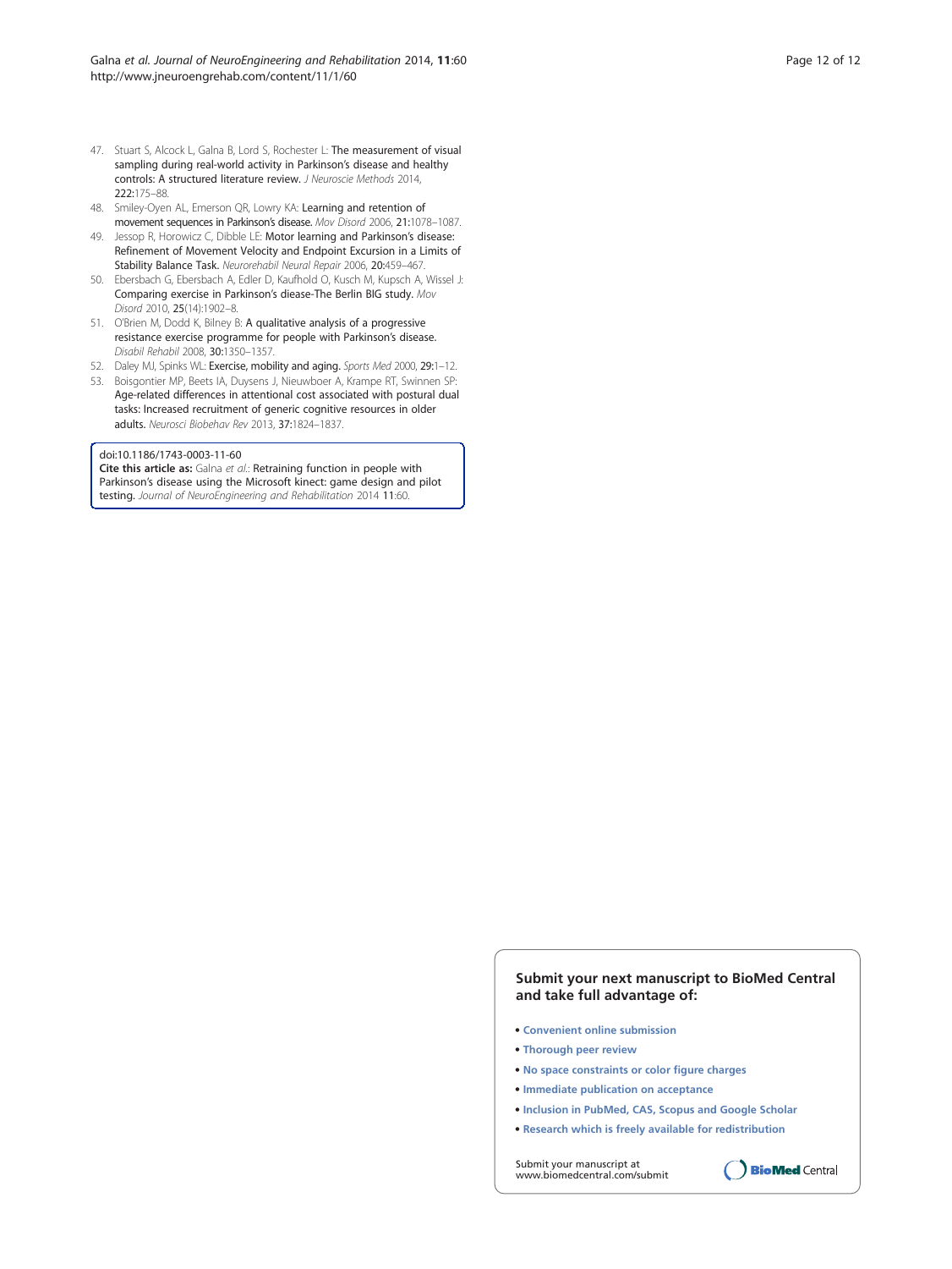47. Stuart S, Alcock L, Galna B, Lord S, Rochester L: The measurement of visual sampling during real-world activity in Parkinson's disease and healthy controls: A structured literature review. *J Neuroscie Methods* 2014, **222**:175–88.
48. Smiley-Oyen AL, Emerson QR, Lowry KA: Learning and retention of movement sequences in Parkinson's disease. *Mov Disord* 2006, **21**:1078–1087.
49. Jessop R, Horowicz C, Dibble LE: Motor learning and Parkinson's disease: Refinement of Movement Velocity and Endpoint Excursion in a Limits of Stability Balance Task. *Neurorehabil Neural Repair* 2006, **20**:459–467.
50. Ebersbach G, Ebersbach A, Edler D, Kaufhold O, Kusch M, Kupsch A, Wissel J: Comparing exercise in Parkinson's diease-The Berlin BIG study. *Mov Disord* 2010, **25**(14):1902–8.
51. O'Brien M, Dodd K, Bilney B: A qualitative analysis of a progressive resistance exercise programme for people with Parkinson's disease. *Disabil Rehabil* 2008, **30**:1350–1357.
52. Daley MJ, Spinks WL: Exercise, mobility and aging. *Sports Med* 2000, **29**:1–12.
53. Boisgontier MP, Beets IA, Duysens J, Nieuwboer A, Krampe RT, Swinnen SP: Age-related differences in attentional cost associated with postural dual tasks: Increased recruitment of generic cognitive resources in older adults. *Neurosci Biobehav Rev* 2013, **37**:1824–1837.

doi:10.1186/1743-0003-11-60

**Cite this article as:** Galna *et al.*: Retraining function in people with Parkinson's disease using the Microsoft kinect: game design and pilot testing. *Journal of NeuroEngineering and Rehabilitation* 2014 **11**:60.

**Submit your next manuscript to BioMed Central and take full advantage of:**

- **Convenient online submission**
- **Thorough peer review**
- **No space constraints or color figure charges**
- **Immediate publication on acceptance**
- **Inclusion in PubMed, CAS, Scopus and Google Scholar**
- **Research which is freely available for redistribution**

Submit your manuscript at www.biomedcentral.com/submit

BioMed Central